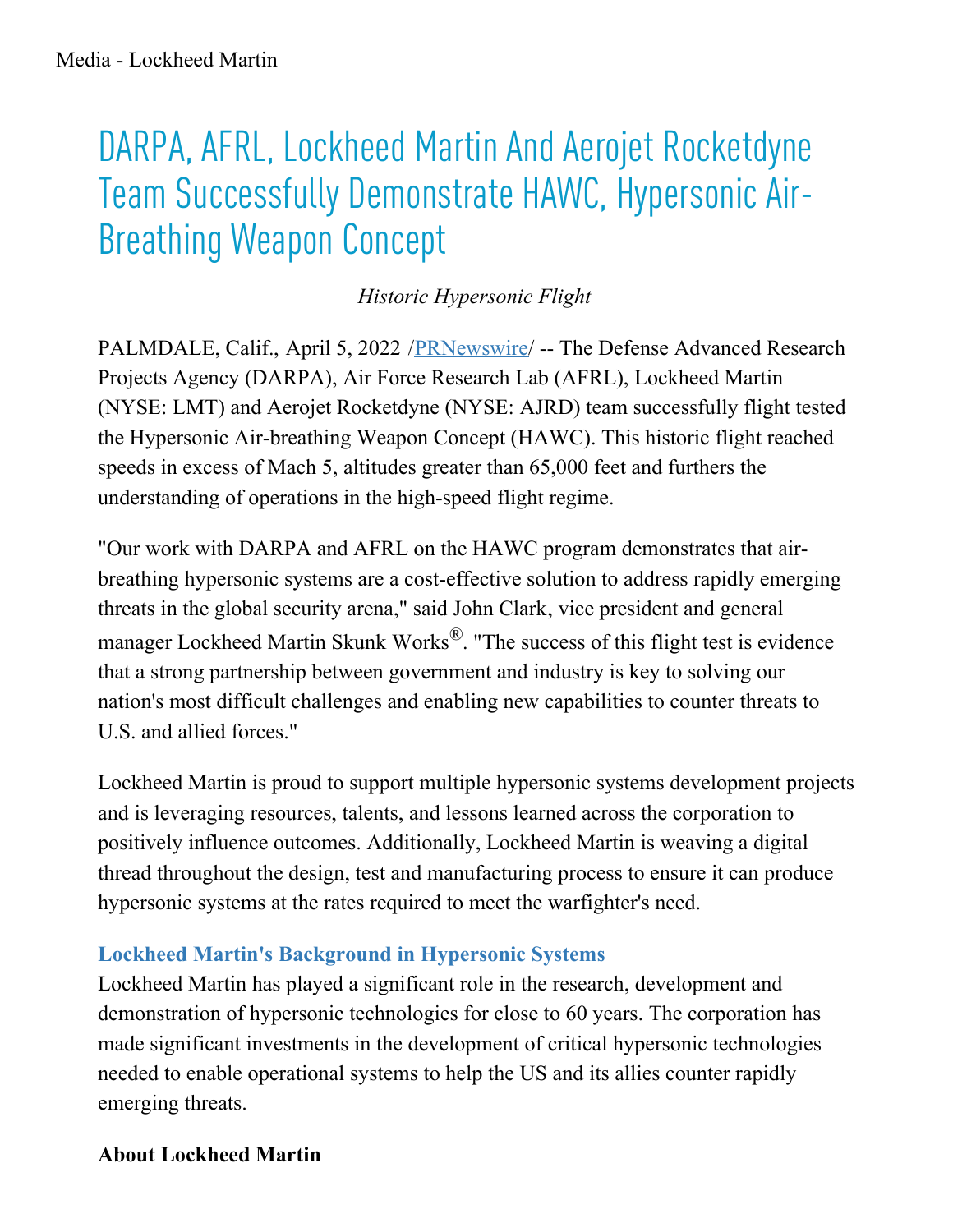Media - Lockheed Martin

# DARPA, AFRL, Lockheed Martin And Aerojet Rocketdyne Team Successfully Demonstrate HAWC, Hypersonic Air-Breathing Weapon Concept

*Historic Hypersonic Flight*

PALMDALE, Calif., April 5, 2022 /PRNewswire/ -- The Defense Advanced Research Projects Agency (DARPA), Air Force Research Lab (AFRL), Lockheed Martin (NYSE: LMT) and Aerojet Rocketdyne (NYSE: AJRD) team successfully flight tested the Hypersonic Air-breathing Weapon Concept (HAWC). This historic flight reached speeds in excess of Mach 5, altitudes greater than 65,000 feet and furthers the understanding of operations in the high-speed flight regime.

"Our work with DARPA and AFRL on the HAWC program demonstrates that air-breathing hypersonic systems are a cost-effective solution to address rapidly emerging threats in the global security arena," said John Clark, vice president and general manager Lockheed Martin Skunk Works®. "The success of this flight test is evidence that a strong partnership between government and industry is key to solving our nation's most difficult challenges and enabling new capabilities to counter threats to U.S. and allied forces."

Lockheed Martin is proud to support multiple hypersonic systems development projects and is leveraging resources, talents, and lessons learned across the corporation to positively influence outcomes. Additionally, Lockheed Martin is weaving a digital thread throughout the design, test and manufacturing process to ensure it can produce hypersonic systems at the rates required to meet the warfighter's need.

**Lockheed Martin's Background in Hypersonic Systems**

Lockheed Martin has played a significant role in the research, development and demonstration of hypersonic technologies for close to 60 years. The corporation has made significant investments in the development of critical hypersonic technologies needed to enable operational systems to help the US and its allies counter rapidly emerging threats.

**About Lockheed Martin**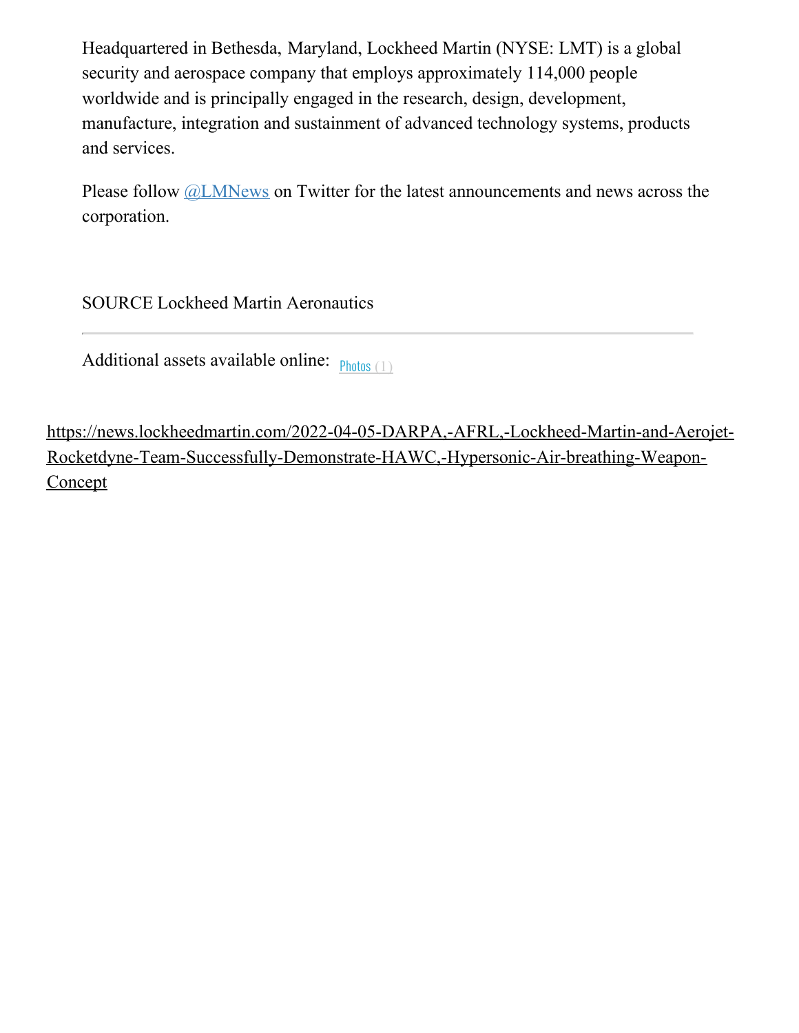Headquartered in Bethesda, Maryland, Lockheed Martin (NYSE: LMT) is a global security and aerospace company that employs approximately 114,000 people worldwide and is principally engaged in the research, design, development, manufacture, integration and sustainment of advanced technology systems, products and services.

Please follow [@LMNews](https://twitter.com/LMNews) on Twitter for the latest announcements and news across the corporation.

SOURCE Lockheed Martin Aeronautics

---

Additional assets available online: Photos (1)

https://news.lockheedmartin.com/2022-04-05-DARPA,-AFRL,-Lockheed-Martin-and-Aerojet-Rocketdyne-Team-Successfully-Demonstrate-HAWC,-Hypersonic-Air-breathing-Weapon-Concept